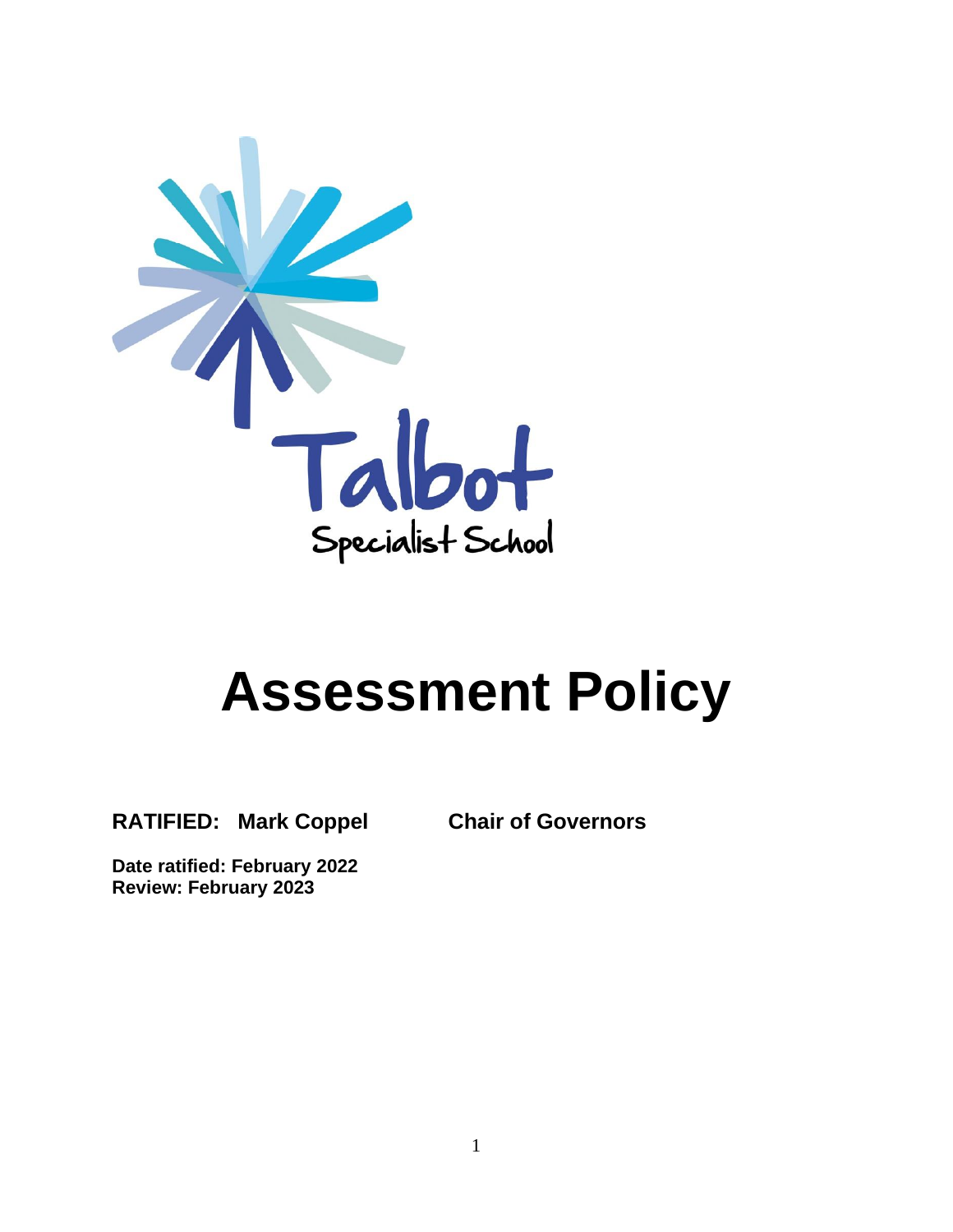Talbot
Specialist School

# Assessment Policy

**RATIFIED: Mark Coppel Chair of Governors**

**Date ratified: February 2022**
**Review: February 2023**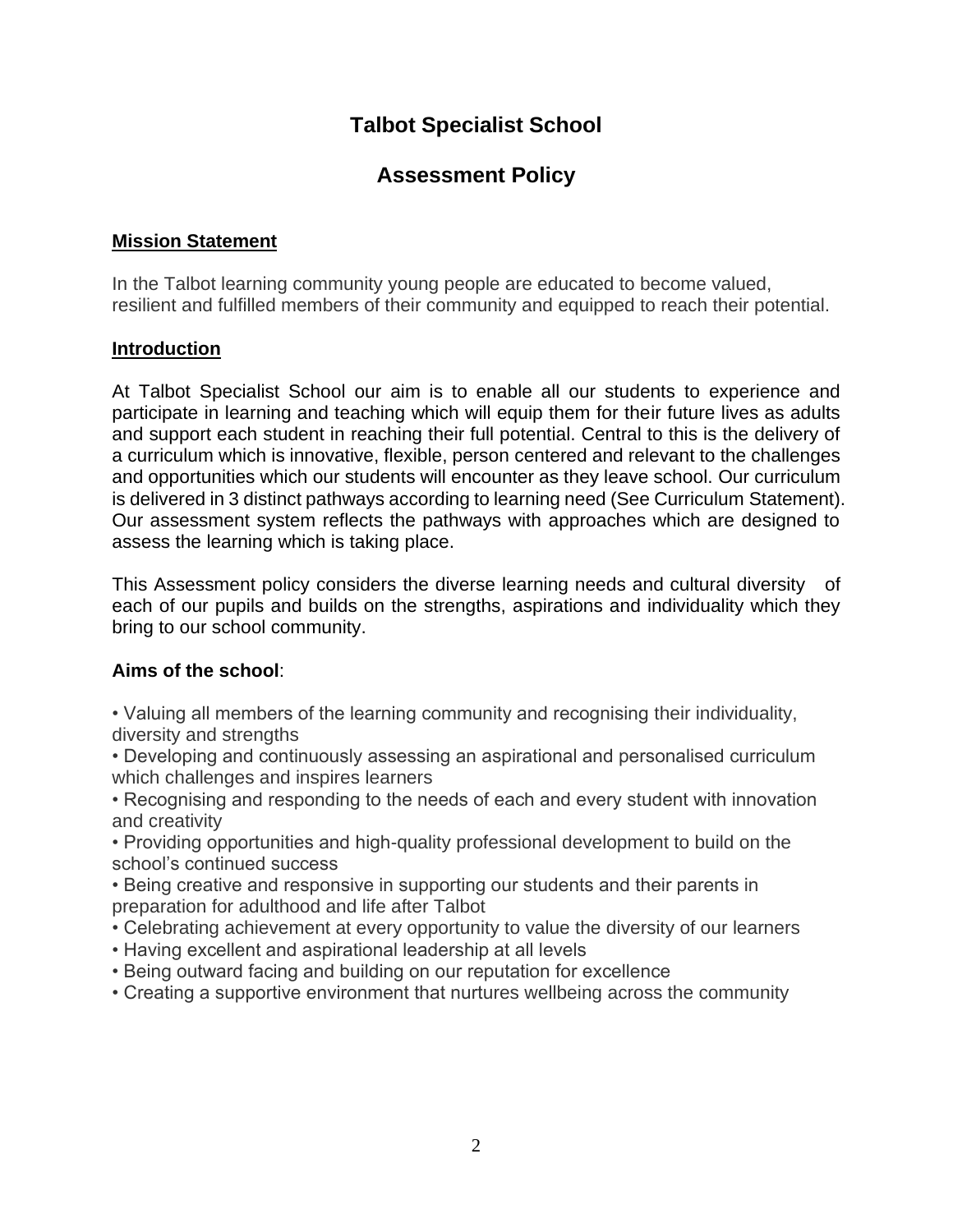# Talbot Specialist School

## Assessment Policy

### Mission Statement

In the Talbot learning community young people are educated to become valued, resilient and fulfilled members of their community and equipped to reach their potential.

### Introduction

At Talbot Specialist School our aim is to enable all our students to experience and participate in learning and teaching which will equip them for their future lives as adults and support each student in reaching their full potential. Central to this is the delivery of a curriculum which is innovative, flexible, person centered and relevant to the challenges and opportunities which our students will encounter as they leave school. Our curriculum is delivered in 3 distinct pathways according to learning need (See Curriculum Statement). Our assessment system reflects the pathways with approaches which are designed to assess the learning which is taking place.

This Assessment policy considers the diverse learning needs and cultural diversity of each of our pupils and builds on the strengths, aspirations and individuality which they bring to our school community.

**Aims of the school**:

- Valuing all members of the learning community and recognising their individuality, diversity and strengths
- Developing and continuously assessing an aspirational and personalised curriculum which challenges and inspires learners
- Recognising and responding to the needs of each and every student with innovation and creativity
- Providing opportunities and high-quality professional development to build on the school's continued success
- Being creative and responsive in supporting our students and their parents in preparation for adulthood and life after Talbot
- Celebrating achievement at every opportunity to value the diversity of our learners
- Having excellent and aspirational leadership at all levels
- Being outward facing and building on our reputation for excellence
- Creating a supportive environment that nurtures wellbeing across the community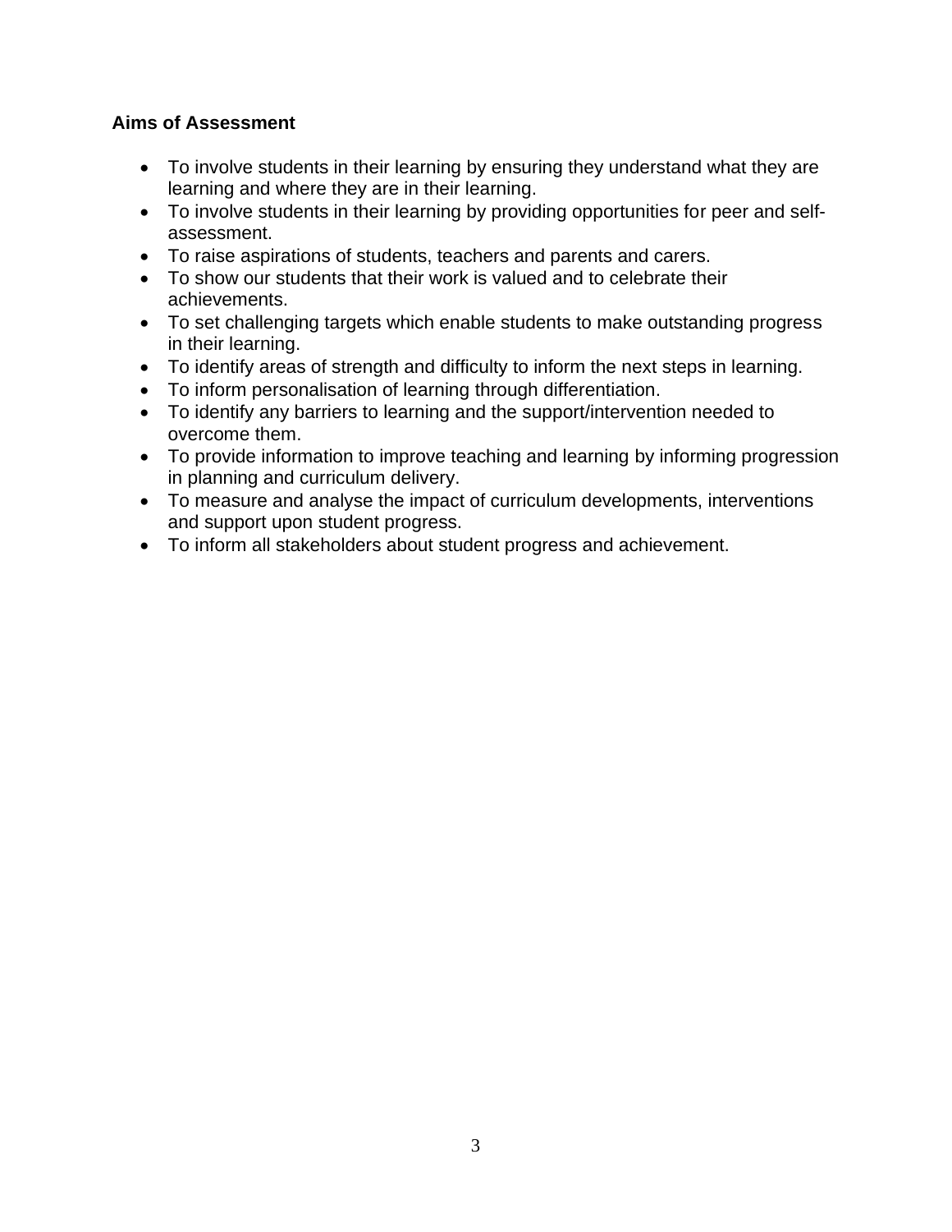**Aims of Assessment**

- To involve students in their learning by ensuring they understand what they are learning and where they are in their learning.
- To involve students in their learning by providing opportunities for peer and self-assessment.
- To raise aspirations of students, teachers and parents and carers.
- To show our students that their work is valued and to celebrate their achievements.
- To set challenging targets which enable students to make outstanding progress in their learning.
- To identify areas of strength and difficulty to inform the next steps in learning.
- To inform personalisation of learning through differentiation.
- To identify any barriers to learning and the support/intervention needed to overcome them.
- To provide information to improve teaching and learning by informing progression in planning and curriculum delivery.
- To measure and analyse the impact of curriculum developments, interventions and support upon student progress.
- To inform all stakeholders about student progress and achievement.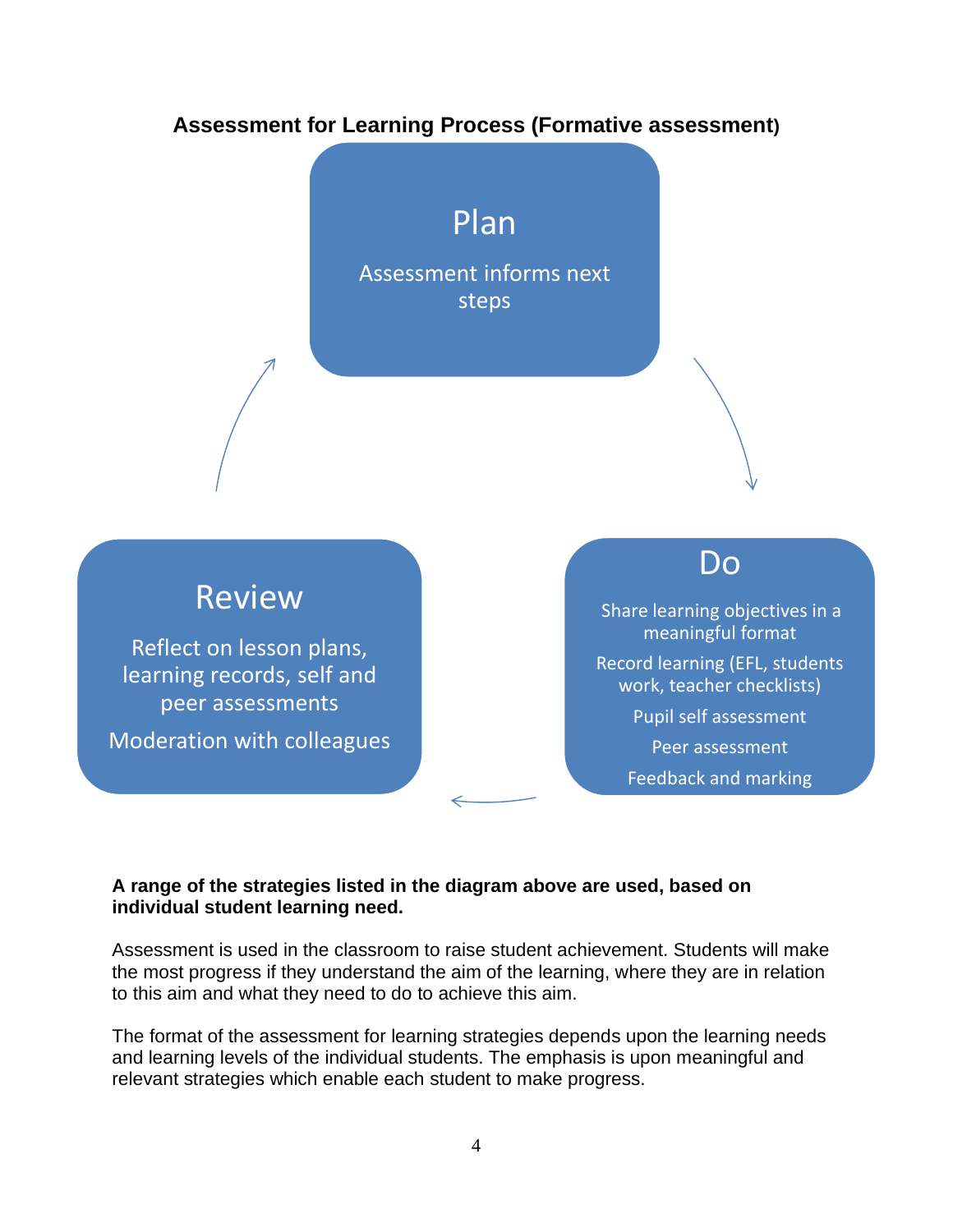**Assessment for Learning Process (Formative assessment)**

**Plan**

Assessment informs next steps

**Do**

Share learning objectives in a meaningful format

Record learning (EFL, students work, teacher checklists)

Pupil self assessment

Peer assessment

Feedback and marking

**Review**

Reflect on lesson plans, learning records, self and peer assessments

Moderation with colleagues

**A range of the strategies listed in the diagram above are used, based on individual student learning need.**

Assessment is used in the classroom to raise student achievement. Students will make the most progress if they understand the aim of the learning, where they are in relation to this aim and what they need to do to achieve this aim.

The format of the assessment for learning strategies depends upon the learning needs and learning levels of the individual students. The emphasis is upon meaningful and relevant strategies which enable each student to make progress.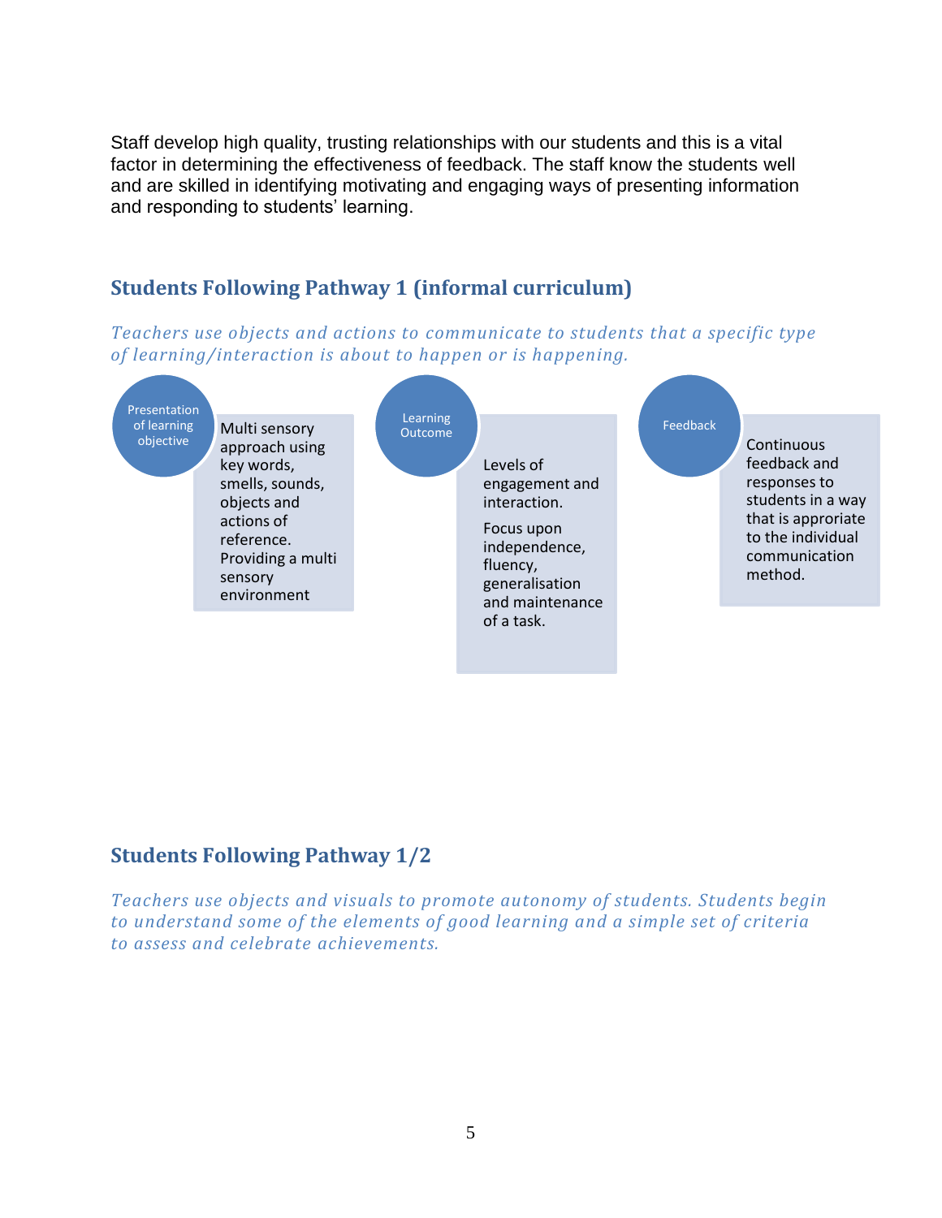Staff develop high quality, trusting relationships with our students and this is a vital factor in determining the effectiveness of feedback. The staff know the students well and are skilled in identifying motivating and engaging ways of presenting information and responding to students' learning.

## Students Following Pathway 1 (informal curriculum)

*Teachers use objects and actions to communicate to students that a specific type of learning/interaction is about to happen or is happening.*

**Presentation of learning objective**

Multi sensory approach using key words, smells, sounds, objects and actions of reference. Providing a multi sensory environment

**Learning Outcome**

Levels of engagement and interaction.

Focus upon independence, fluency, generalisation and maintenance of a task.

**Feedback**

Continuous feedback and responses to students in a way that is approriate to the individual communication method.

## Students Following Pathway 1/2

*Teachers use objects and visuals to promote autonomy of students. Students begin to understand some of the elements of good learning and a simple set of criteria to assess and celebrate achievements.*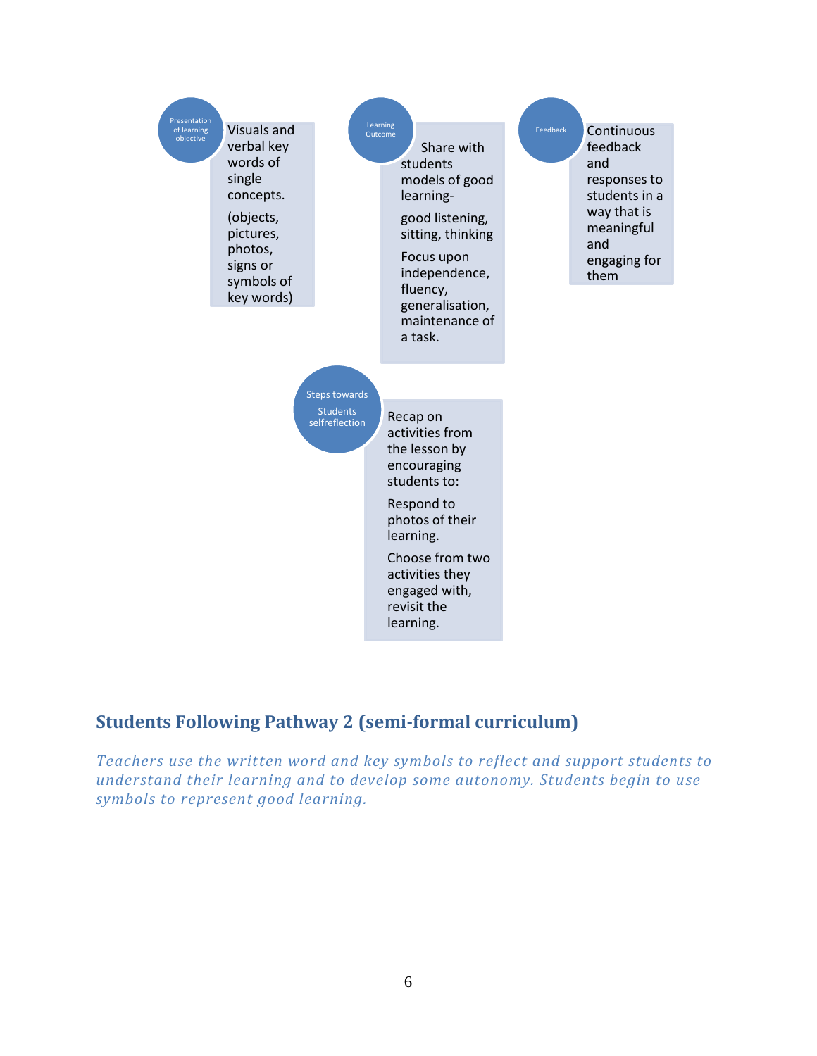**Presentation of learning objective**

Visuals and verbal key words of single concepts.

(objects, pictures, photos, signs or symbols of key words)

**Learning Outcome**

Share with students models of good learning-

good listening, sitting, thinking

Focus upon independence, fluency, generalisation, maintenance of a task.

**Feedback**

Continuous feedback and responses to students in a way that is meaningful and engaging for them

**Steps towards Students selfreflection**

Recap on activities from the lesson by encouraging students to:

Respond to photos of their learning.

Choose from two activities they engaged with, revisit the learning.

## Students Following Pathway 2 (semi-formal curriculum)

*Teachers use the written word and key symbols to reflect and support students to understand their learning and to develop some autonomy. Students begin to use symbols to represent good learning.*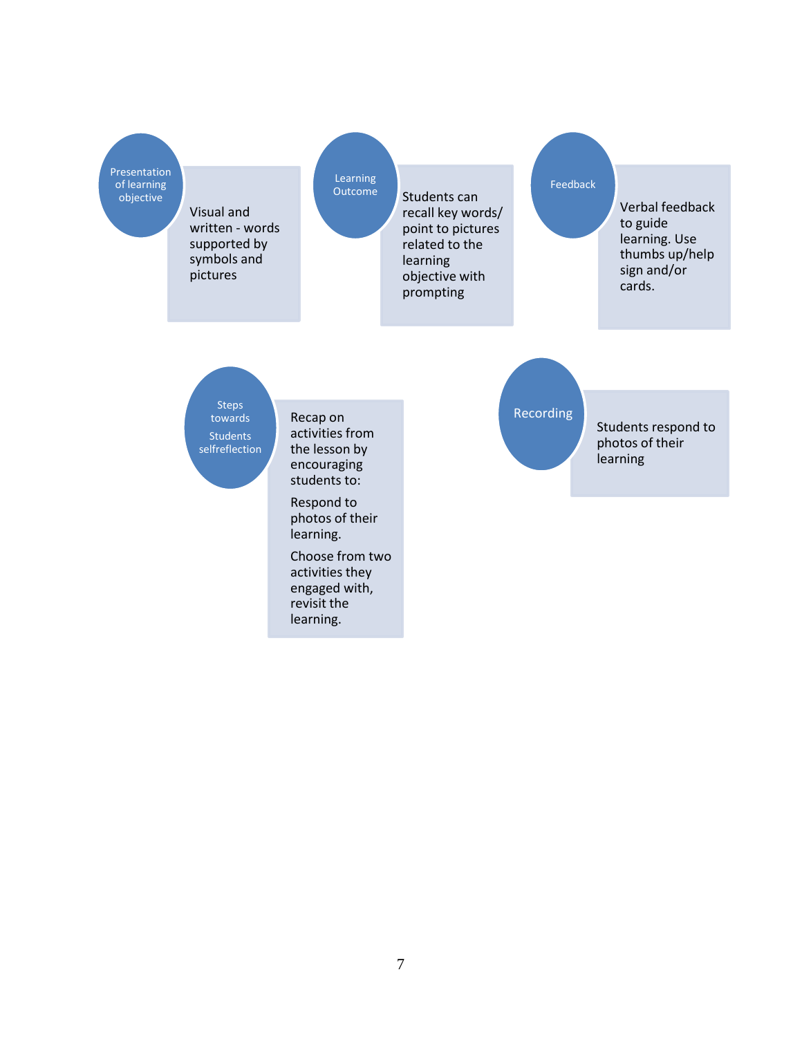**Presentation of learning objective**

Visual and written - words supported by symbols and pictures

**Learning Outcome**

Students can recall key words/ point to pictures related to the learning objective with prompting

**Feedback**

Verbal feedback to guide learning. Use thumbs up/help sign and/or cards.

**Steps towards Students selfreflection**

Recap on activities from the lesson by encouraging students to:

Respond to photos of their learning.

Choose from two activities they engaged with, revisit the learning.

**Recording**

Students respond to photos of their learning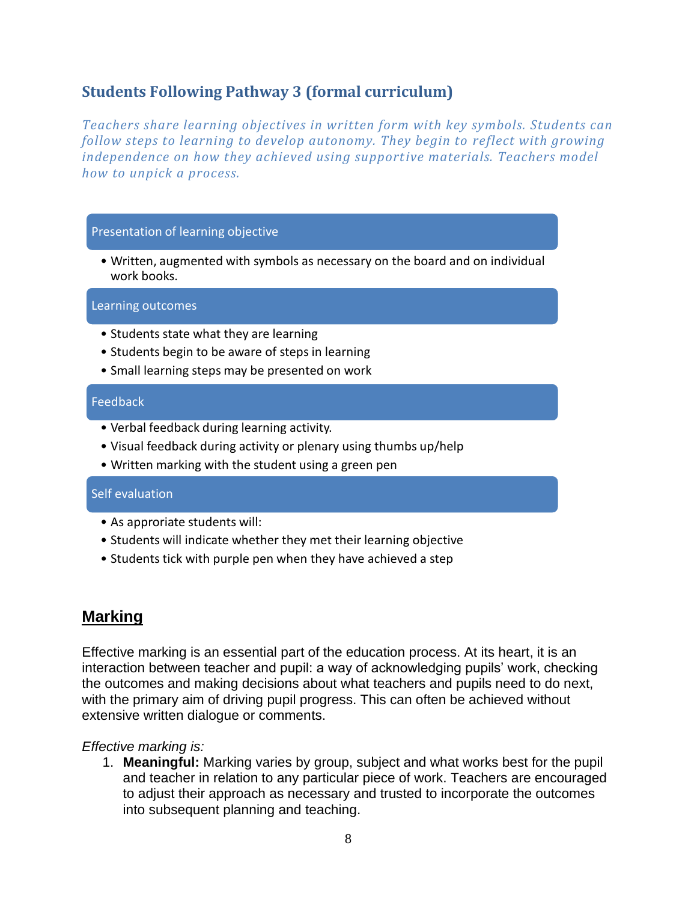## Students Following Pathway 3 (formal curriculum)

*Teachers share learning objectives in written form with key symbols. Students can follow steps to learning to develop autonomy. They begin to reflect with growing independence on how they achieved using supportive materials. Teachers model how to unpick a process.*

### Presentation of learning objective

- Written, augmented with symbols as necessary on the board and on individual work books.

### Learning outcomes

- Students state what they are learning
- Students begin to be aware of steps in learning
- Small learning steps may be presented on work

### Feedback

- Verbal feedback during learning activity.
- Visual feedback during activity or plenary using thumbs up/help
- Written marking with the student using a green pen

### Self evaluation

- As approriate students will:
- Students will indicate whether they met their learning objective
- Students tick with purple pen when they have achieved a step

## Marking

Effective marking is an essential part of the education process. At its heart, it is an interaction between teacher and pupil: a way of acknowledging pupils' work, checking the outcomes and making decisions about what teachers and pupils need to do next, with the primary aim of driving pupil progress. This can often be achieved without extensive written dialogue or comments.

*Effective marking is:*

1. **Meaningful:** Marking varies by group, subject and what works best for the pupil and teacher in relation to any particular piece of work. Teachers are encouraged to adjust their approach as necessary and trusted to incorporate the outcomes into subsequent planning and teaching.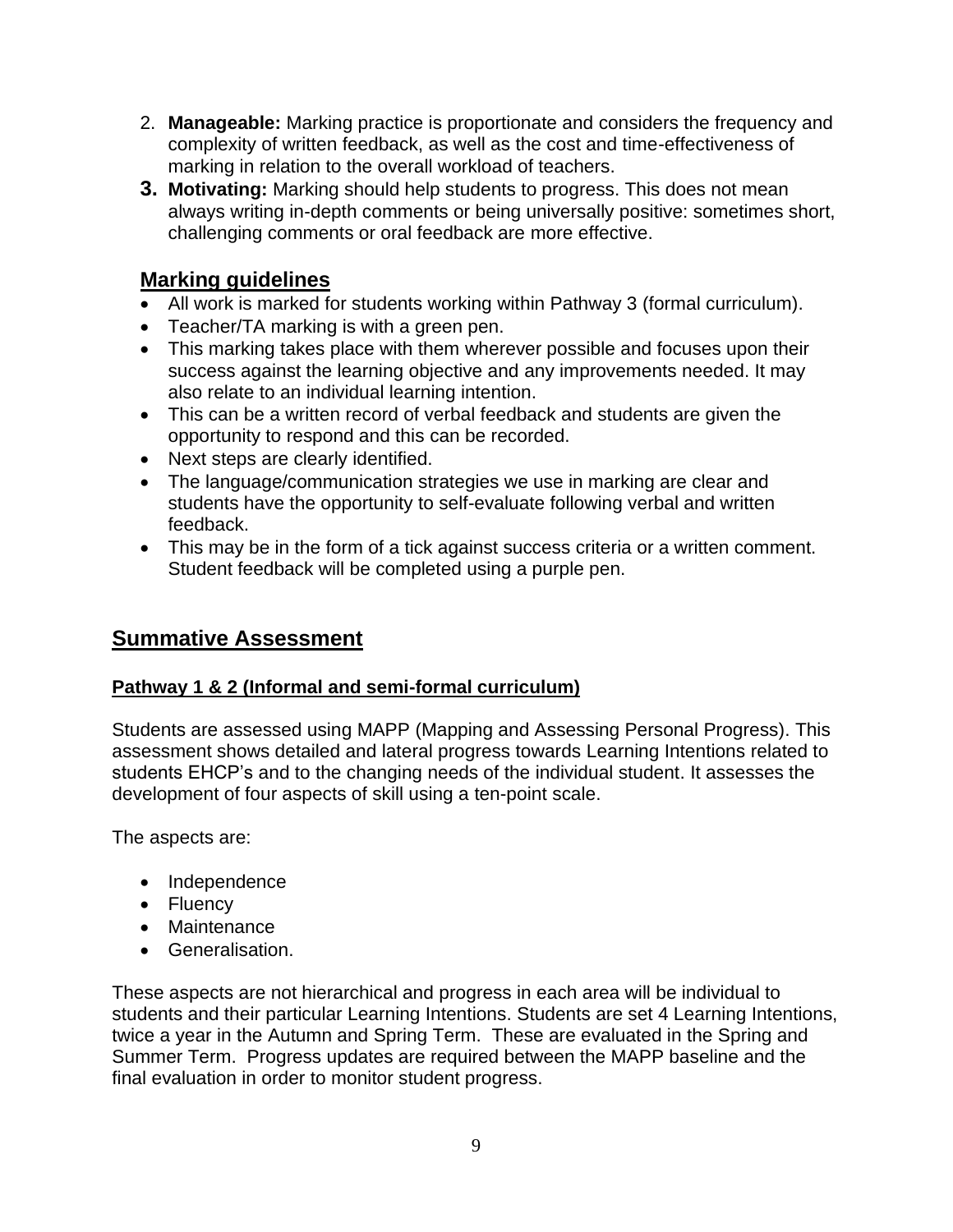2. **Manageable:** Marking practice is proportionate and considers the frequency and complexity of written feedback, as well as the cost and time-effectiveness of marking in relation to the overall workload of teachers.
3. **Motivating:** Marking should help students to progress. This does not mean always writing in-depth comments or being universally positive: sometimes short, challenging comments or oral feedback are more effective.

### Marking guidelines

- All work is marked for students working within Pathway 3 (formal curriculum).
- Teacher/TA marking is with a green pen.
- This marking takes place with them wherever possible and focuses upon their success against the learning objective and any improvements needed. It may also relate to an individual learning intention.
- This can be a written record of verbal feedback and students are given the opportunity to respond and this can be recorded.
- Next steps are clearly identified.
- The language/communication strategies we use in marking are clear and students have the opportunity to self-evaluate following verbal and written feedback.
- This may be in the form of a tick against success criteria or a written comment. Student feedback will be completed using a purple pen.

## Summative Assessment

### Pathway 1 & 2 (Informal and semi-formal curriculum)

Students are assessed using MAPP (Mapping and Assessing Personal Progress). This assessment shows detailed and lateral progress towards Learning Intentions related to students EHCP's and to the changing needs of the individual student. It assesses the development of four aspects of skill using a ten-point scale.

The aspects are:

- Independence
- Fluency
- Maintenance
- Generalisation.

These aspects are not hierarchical and progress in each area will be individual to students and their particular Learning Intentions. Students are set 4 Learning Intentions, twice a year in the Autumn and Spring Term. These are evaluated in the Spring and Summer Term. Progress updates are required between the MAPP baseline and the final evaluation in order to monitor student progress.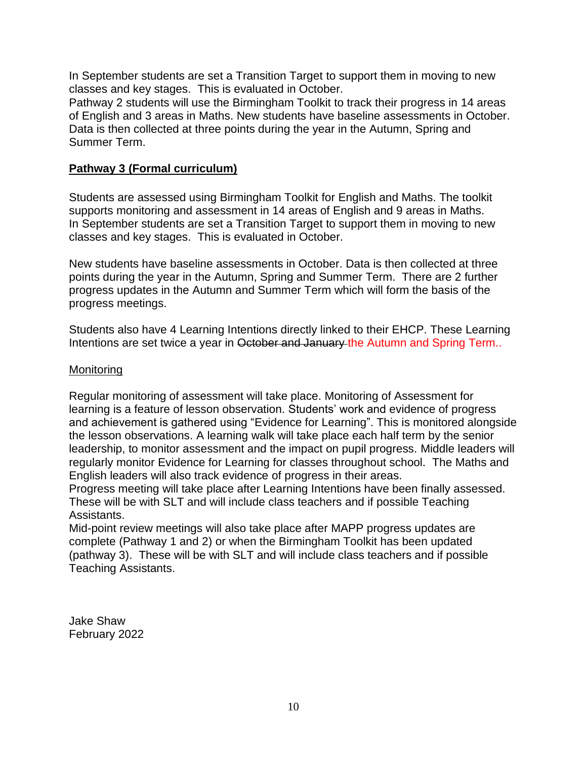In September students are set a Transition Target to support them in moving to new classes and key stages. This is evaluated in October.

Pathway 2 students will use the Birmingham Toolkit to track their progress in 14 areas of English and 3 areas in Maths. New students have baseline assessments in October. Data is then collected at three points during the year in the Autumn, Spring and Summer Term.

**Pathway 3 (Formal curriculum)**

Students are assessed using Birmingham Toolkit for English and Maths. The toolkit supports monitoring and assessment in 14 areas of English and 9 areas in Maths. In September students are set a Transition Target to support them in moving to new classes and key stages. This is evaluated in October.

New students have baseline assessments in October. Data is then collected at three points during the year in the Autumn, Spring and Summer Term. There are 2 further progress updates in the Autumn and Summer Term which will form the basis of the progress meetings.

Students also have 4 Learning Intentions directly linked to their EHCP. These Learning Intentions are set twice a year in ~~October and January~~ the Autumn and Spring Term..

Monitoring

Regular monitoring of assessment will take place. Monitoring of Assessment for learning is a feature of lesson observation. Students' work and evidence of progress and achievement is gathered using "Evidence for Learning". This is monitored alongside the lesson observations. A learning walk will take place each half term by the senior leadership, to monitor assessment and the impact on pupil progress. Middle leaders will regularly monitor Evidence for Learning for classes throughout school. The Maths and English leaders will also track evidence of progress in their areas.

Progress meeting will take place after Learning Intentions have been finally assessed. These will be with SLT and will include class teachers and if possible Teaching Assistants.

Mid-point review meetings will also take place after MAPP progress updates are complete (Pathway 1 and 2) or when the Birmingham Toolkit has been updated (pathway 3). These will be with SLT and will include class teachers and if possible Teaching Assistants.

Jake Shaw
February 2022